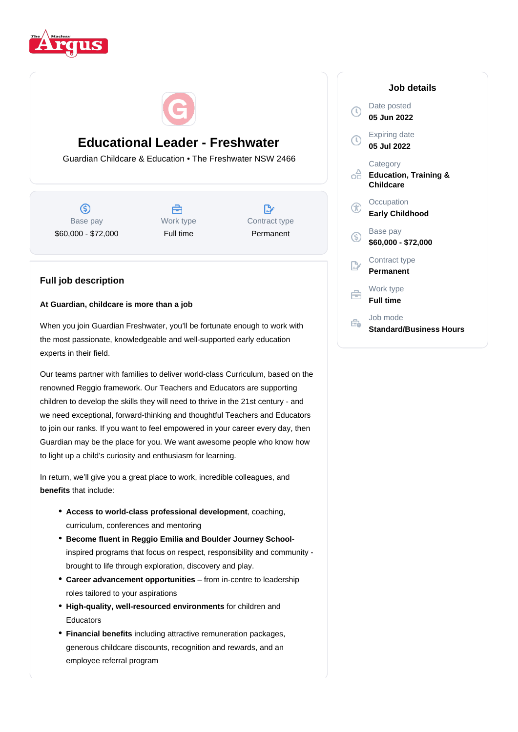# Educational Leader - Freshwater

Guardian Childcare & Education • The Freshwater NSW 2466

| Base pay | Work type | Contract type |
|---|---|---|
| $60,000 - $72,000 | Full time | Permanent |

## Job details

Date posted
**05 Jun 2022**

Expiring date
**05 Jul 2022**

Category
**Education, Training & Childcare**

Occupation
**Early Childhood**

Base pay
**$60,000 - $72,000**

Contract type
**Permanent**

Work type
**Full time**

Job mode
**Standard/Business Hours**

## Full job description

**At Guardian, childcare is more than a job**

When you join Guardian Freshwater, you'll be fortunate enough to work with the most passionate, knowledgeable and well-supported early education experts in their field.

Our teams partner with families to deliver world-class Curriculum, based on the renowned Reggio framework. Our Teachers and Educators are supporting children to develop the skills they will need to thrive in the 21st century - and we need exceptional, forward-thinking and thoughtful Teachers and Educators to join our ranks. If you want to feel empowered in your career every day, then Guardian may be the place for you. We want awesome people who know how to light up a child's curiosity and enthusiasm for learning.

In return, we'll give you a great place to work, incredible colleagues, and **benefits** that include:

- **Access to world-class professional development**, coaching, curriculum, conferences and mentoring
- **Become fluent in Reggio Emilia and Boulder Journey School**-inspired programs that focus on respect, responsibility and community - brought to life through exploration, discovery and play.
- **Career advancement opportunities** – from in-centre to leadership roles tailored to your aspirations
- **High-quality, well-resourced environments** for children and Educators
- **Financial benefits** including attractive remuneration packages, generous childcare discounts, recognition and rewards, and an employee referral program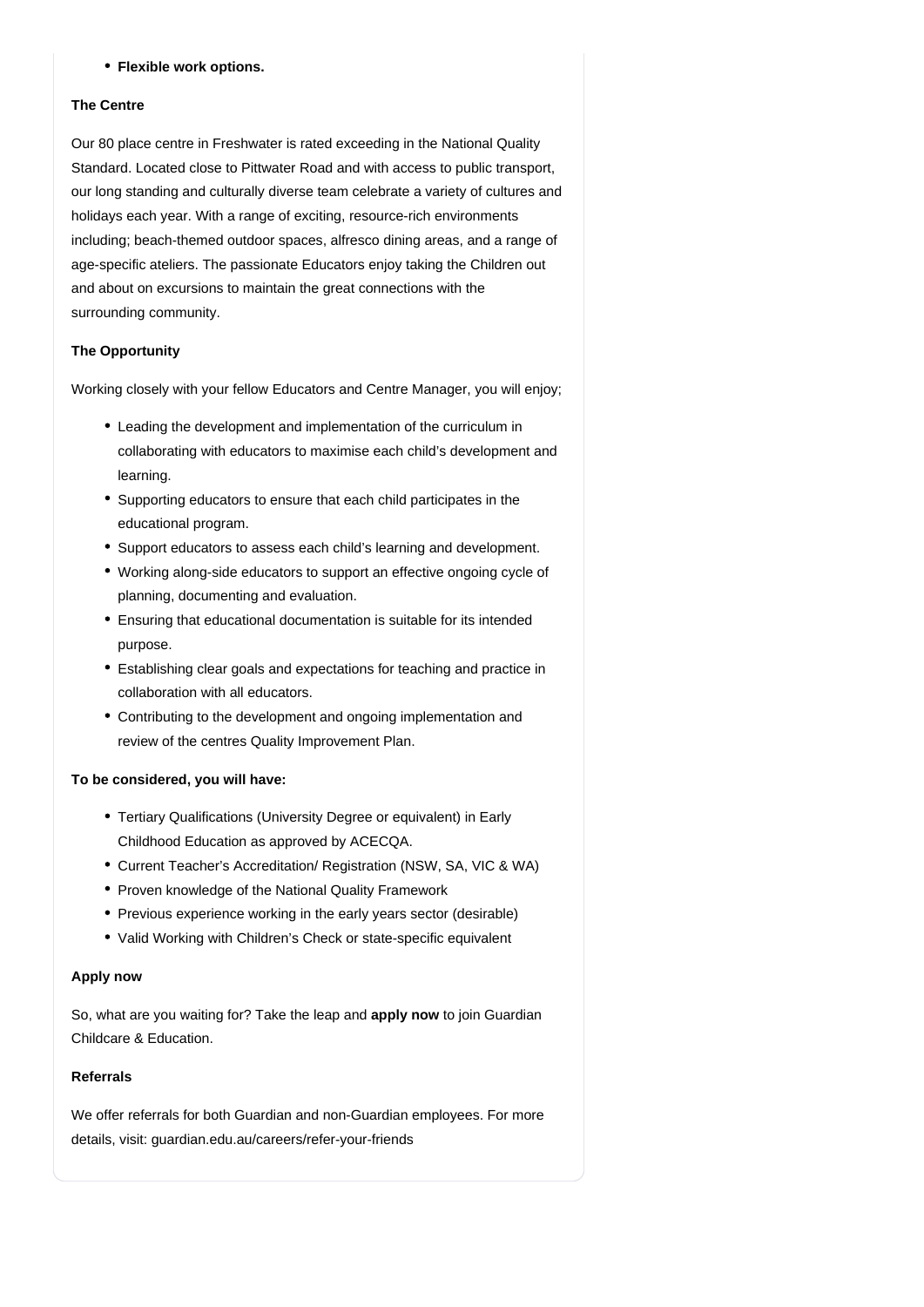- **Flexible work options.**

**The Centre**

Our 80 place centre in Freshwater is rated exceeding in the National Quality Standard. Located close to Pittwater Road and with access to public transport, our long standing and culturally diverse team celebrate a variety of cultures and holidays each year. With a range of exciting, resource-rich environments including; beach-themed outdoor spaces, alfresco dining areas, and a range of age-specific ateliers. The passionate Educators enjoy taking the Children out and about on excursions to maintain the great connections with the surrounding community.

**The Opportunity**

Working closely with your fellow Educators and Centre Manager, you will enjoy;

- Leading the development and implementation of the curriculum in collaborating with educators to maximise each child's development and learning.
- Supporting educators to ensure that each child participates in the educational program.
- Support educators to assess each child's learning and development.
- Working along-side educators to support an effective ongoing cycle of planning, documenting and evaluation.
- Ensuring that educational documentation is suitable for its intended purpose.
- Establishing clear goals and expectations for teaching and practice in collaboration with all educators.
- Contributing to the development and ongoing implementation and review of the centres Quality Improvement Plan.

**To be considered, you will have:**

- Tertiary Qualifications (University Degree or equivalent) in Early Childhood Education as approved by ACECQA.
- Current Teacher's Accreditation/ Registration (NSW, SA, VIC & WA)
- Proven knowledge of the National Quality Framework
- Previous experience working in the early years sector (desirable)
- Valid Working with Children's Check or state-specific equivalent

**Apply now**

So, what are you waiting for? Take the leap and **apply now** to join Guardian Childcare & Education.

**Referrals**

We offer referrals for both Guardian and non-Guardian employees. For more details, visit: guardian.edu.au/careers/refer-your-friends